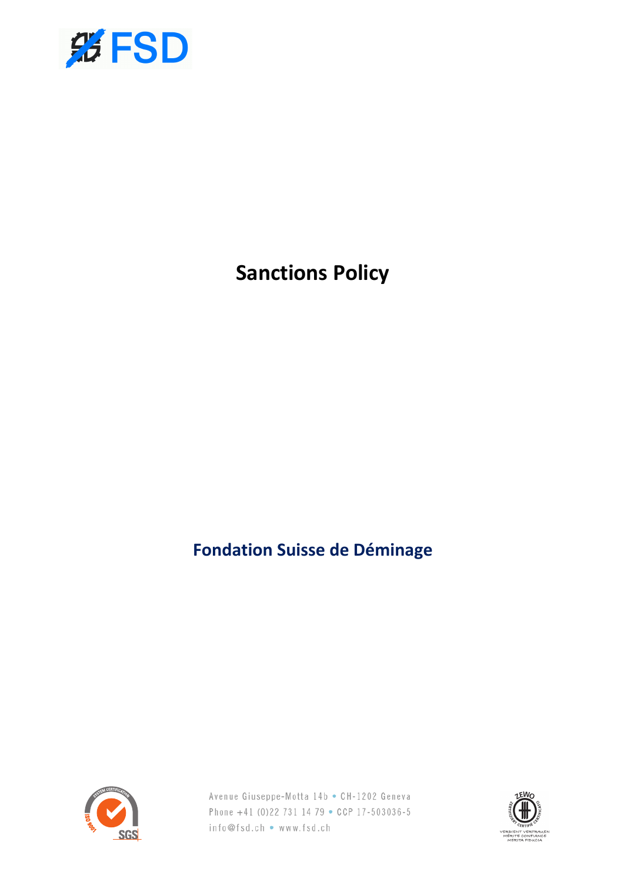# Sanctions Policy

**Fondation Suisse de Déminage**

Avenue Giuseppe-Motta 14b • CH-1202 Geneva
Phone +41 (0)22 731 14 79 • CCP 17-503036-5
info@fsd.ch • www.fsd.ch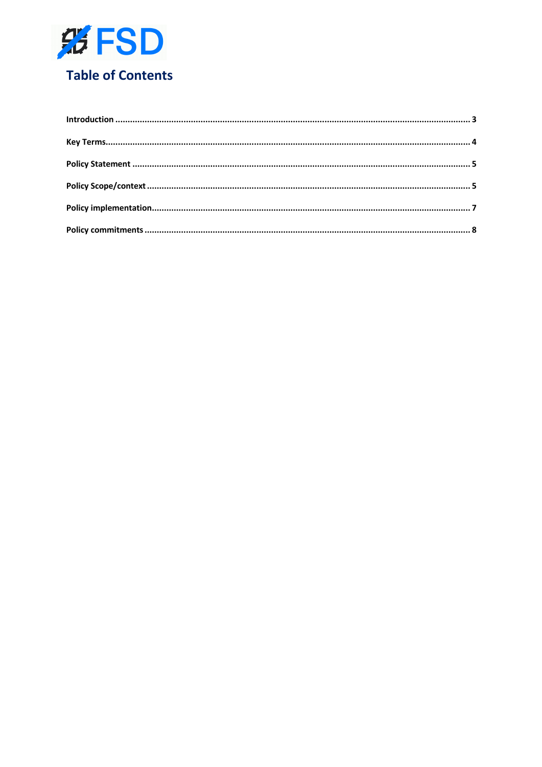# Table of Contents

| Section | Page |
| --- | --- |
| **Introduction** | **3** |
| **Key Terms** | **4** |
| **Policy Statement** | **5** |
| **Policy Scope/context** | **5** |
| **Policy implementation** | **7** |
| **Policy commitments** | **8** |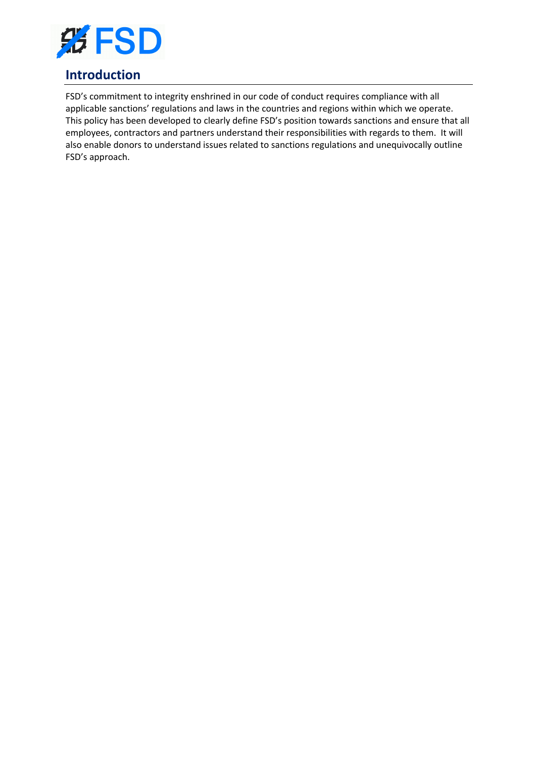## Introduction

FSD's commitment to integrity enshrined in our code of conduct requires compliance with all applicable sanctions' regulations and laws in the countries and regions within which we operate. This policy has been developed to clearly define FSD's position towards sanctions and ensure that all employees, contractors and partners understand their responsibilities with regards to them. It will also enable donors to understand issues related to sanctions regulations and unequivocally outline FSD's approach.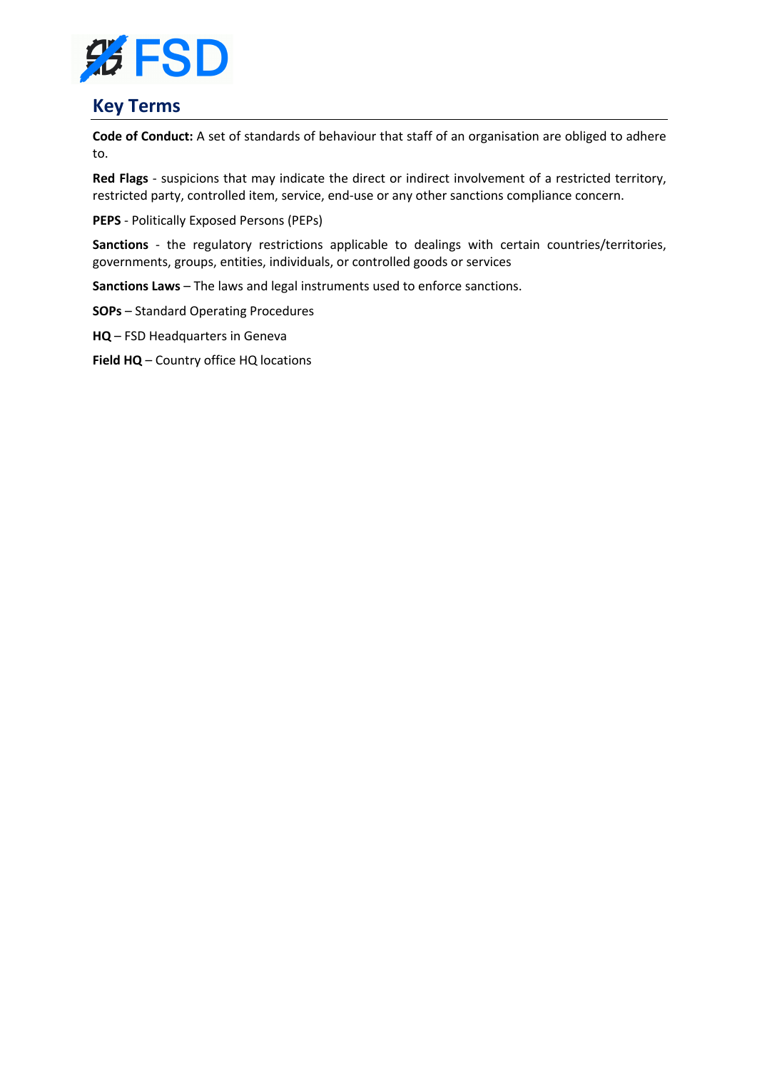## Key Terms

**Code of Conduct:** A set of standards of behaviour that staff of an organisation are obliged to adhere to.

**Red Flags** - suspicions that may indicate the direct or indirect involvement of a restricted territory, restricted party, controlled item, service, end-use or any other sanctions compliance concern.

**PEPS** - Politically Exposed Persons (PEPs)

**Sanctions** - the regulatory restrictions applicable to dealings with certain countries/territories, governments, groups, entities, individuals, or controlled goods or services

**Sanctions Laws** – The laws and legal instruments used to enforce sanctions.

**SOPs** – Standard Operating Procedures

**HQ** – FSD Headquarters in Geneva

**Field HQ** – Country office HQ locations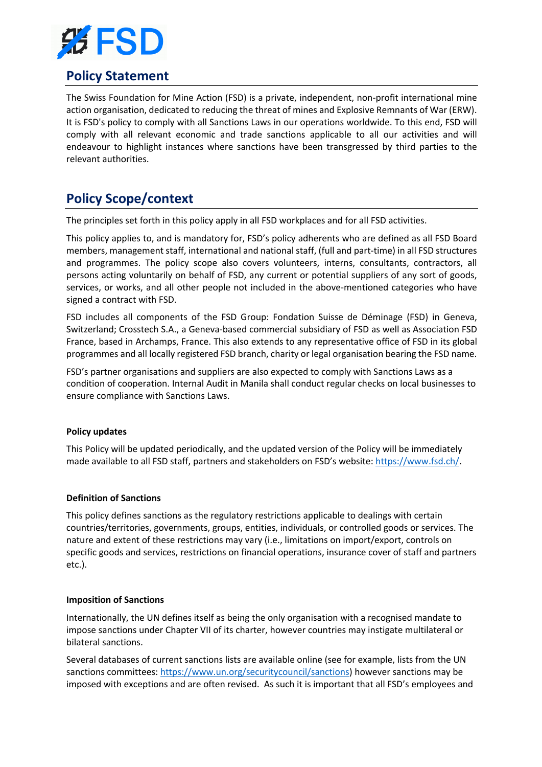## Policy Statement

The Swiss Foundation for Mine Action (FSD) is a private, independent, non-profit international mine action organisation, dedicated to reducing the threat of mines and Explosive Remnants of War (ERW). It is FSD's policy to comply with all Sanctions Laws in our operations worldwide. To this end, FSD will comply with all relevant economic and trade sanctions applicable to all our activities and will endeavour to highlight instances where sanctions have been transgressed by third parties to the relevant authorities.

## Policy Scope/context

The principles set forth in this policy apply in all FSD workplaces and for all FSD activities.

This policy applies to, and is mandatory for, FSD's policy adherents who are defined as all FSD Board members, management staff, international and national staff, (full and part-time) in all FSD structures and programmes. The policy scope also covers volunteers, interns, consultants, contractors, all persons acting voluntarily on behalf of FSD, any current or potential suppliers of any sort of goods, services, or works, and all other people not included in the above-mentioned categories who have signed a contract with FSD.

FSD includes all components of the FSD Group: Fondation Suisse de Déminage (FSD) in Geneva, Switzerland; Crosstech S.A., a Geneva-based commercial subsidiary of FSD as well as Association FSD France, based in Archamps, France. This also extends to any representative office of FSD in its global programmes and all locally registered FSD branch, charity or legal organisation bearing the FSD name.

FSD's partner organisations and suppliers are also expected to comply with Sanctions Laws as a condition of cooperation. Internal Audit in Manila shall conduct regular checks on local businesses to ensure compliance with Sanctions Laws.

**Policy updates**

This Policy will be updated periodically, and the updated version of the Policy will be immediately made available to all FSD staff, partners and stakeholders on FSD's website: https://www.fsd.ch/.

**Definition of Sanctions**

This policy defines sanctions as the regulatory restrictions applicable to dealings with certain countries/territories, governments, groups, entities, individuals, or controlled goods or services. The nature and extent of these restrictions may vary (i.e., limitations on import/export, controls on specific goods and services, restrictions on financial operations, insurance cover of staff and partners etc.).

**Imposition of Sanctions**

Internationally, the UN defines itself as being the only organisation with a recognised mandate to impose sanctions under Chapter VII of its charter, however countries may instigate multilateral or bilateral sanctions.

Several databases of current sanctions lists are available online (see for example, lists from the UN sanctions committees: https://www.un.org/securitycouncil/sanctions) however sanctions may be imposed with exceptions and are often revised. As such it is important that all FSD's employees and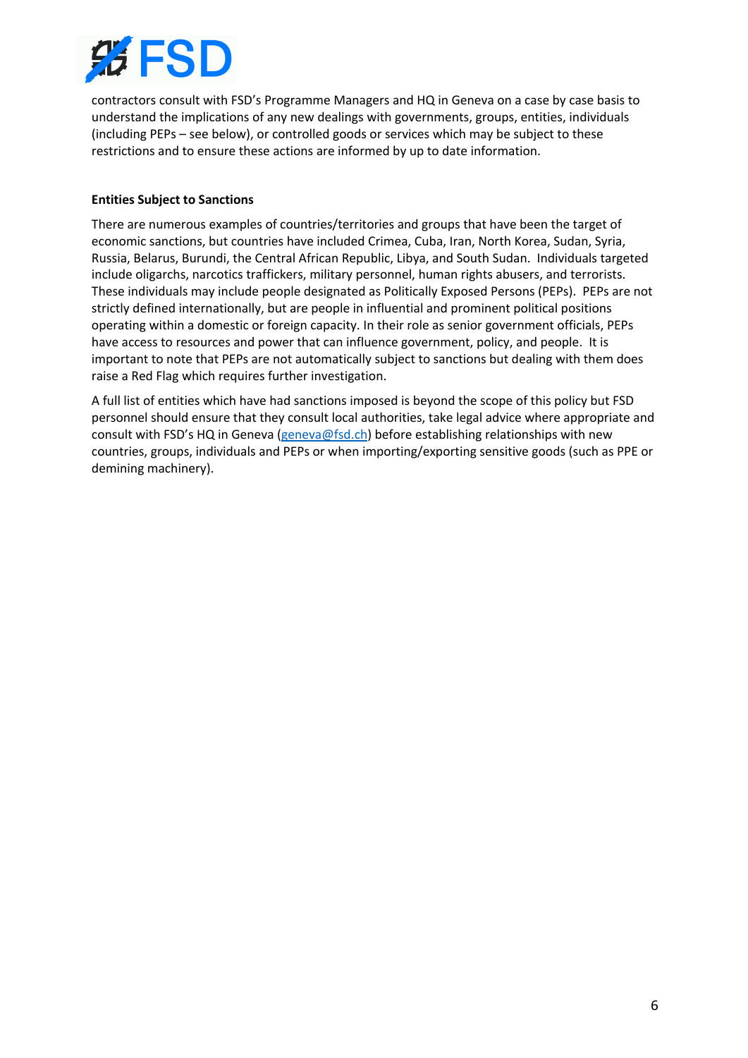contractors consult with FSD's Programme Managers and HQ in Geneva on a case by case basis to understand the implications of any new dealings with governments, groups, entities, individuals (including PEPs – see below), or controlled goods or services which may be subject to these restrictions and to ensure these actions are informed by up to date information.

**Entities Subject to Sanctions**

There are numerous examples of countries/territories and groups that have been the target of economic sanctions, but countries have included Crimea, Cuba, Iran, North Korea, Sudan, Syria, Russia, Belarus, Burundi, the Central African Republic, Libya, and South Sudan. Individuals targeted include oligarchs, narcotics traffickers, military personnel, human rights abusers, and terrorists. These individuals may include people designated as Politically Exposed Persons (PEPs). PEPs are not strictly defined internationally, but are people in influential and prominent political positions operating within a domestic or foreign capacity. In their role as senior government officials, PEPs have access to resources and power that can influence government, policy, and people. It is important to note that PEPs are not automatically subject to sanctions but dealing with them does raise a Red Flag which requires further investigation.

A full list of entities which have had sanctions imposed is beyond the scope of this policy but FSD personnel should ensure that they consult local authorities, take legal advice where appropriate and consult with FSD's HQ in Geneva (geneva@fsd.ch) before establishing relationships with new countries, groups, individuals and PEPs or when importing/exporting sensitive goods (such as PPE or demining machinery).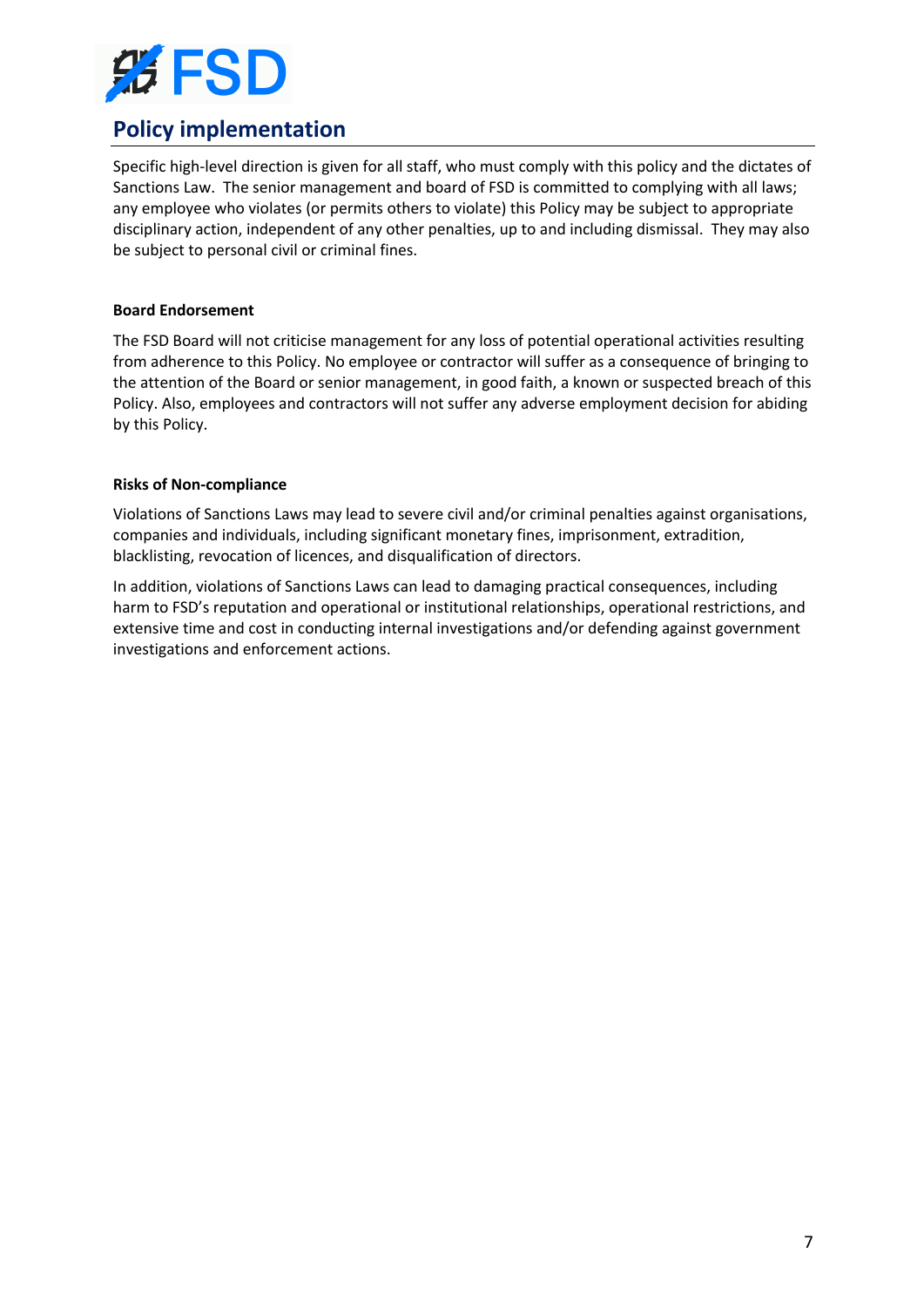## Policy implementation

Specific high-level direction is given for all staff, who must comply with this policy and the dictates of Sanctions Law. The senior management and board of FSD is committed to complying with all laws; any employee who violates (or permits others to violate) this Policy may be subject to appropriate disciplinary action, independent of any other penalties, up to and including dismissal. They may also be subject to personal civil or criminal fines.

**Board Endorsement**

The FSD Board will not criticise management for any loss of potential operational activities resulting from adherence to this Policy. No employee or contractor will suffer as a consequence of bringing to the attention of the Board or senior management, in good faith, a known or suspected breach of this Policy. Also, employees and contractors will not suffer any adverse employment decision for abiding by this Policy.

**Risks of Non-compliance**

Violations of Sanctions Laws may lead to severe civil and/or criminal penalties against organisations, companies and individuals, including significant monetary fines, imprisonment, extradition, blacklisting, revocation of licences, and disqualification of directors.

In addition, violations of Sanctions Laws can lead to damaging practical consequences, including harm to FSD's reputation and operational or institutional relationships, operational restrictions, and extensive time and cost in conducting internal investigations and/or defending against government investigations and enforcement actions.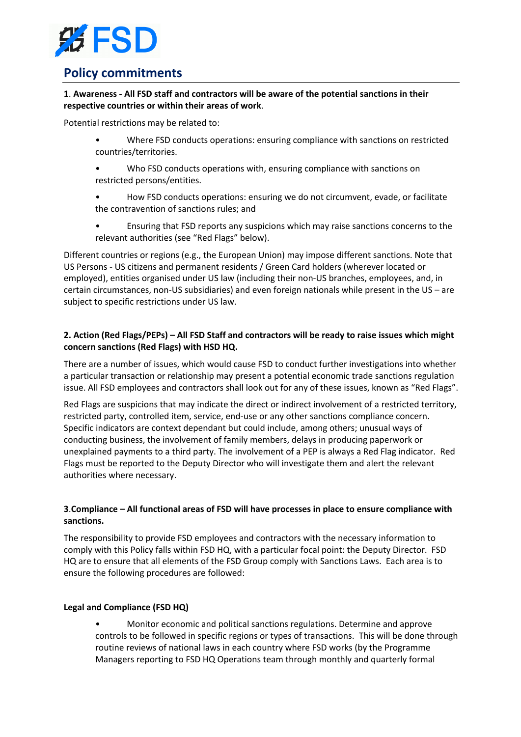## Policy commitments

**1. Awareness - All FSD staff and contractors will be aware of the potential sanctions in their respective countries or within their areas of work.**

Potential restrictions may be related to:

- Where FSD conducts operations: ensuring compliance with sanctions on restricted countries/territories.
- Who FSD conducts operations with, ensuring compliance with sanctions on restricted persons/entities.
- How FSD conducts operations: ensuring we do not circumvent, evade, or facilitate the contravention of sanctions rules; and
- Ensuring that FSD reports any suspicions which may raise sanctions concerns to the relevant authorities (see "Red Flags" below).

Different countries or regions (e.g., the European Union) may impose different sanctions. Note that US Persons - US citizens and permanent residents / Green Card holders (wherever located or employed), entities organised under US law (including their non-US branches, employees, and, in certain circumstances, non-US subsidiaries) and even foreign nationals while present in the US – are subject to specific restrictions under US law.

**2. Action (Red Flags/PEPs) – All FSD Staff and contractors will be ready to raise issues which might concern sanctions (Red Flags) with HSD HQ.**

There are a number of issues, which would cause FSD to conduct further investigations into whether a particular transaction or relationship may present a potential economic trade sanctions regulation issue. All FSD employees and contractors shall look out for any of these issues, known as "Red Flags".

Red Flags are suspicions that may indicate the direct or indirect involvement of a restricted territory, restricted party, controlled item, service, end-use or any other sanctions compliance concern. Specific indicators are context dependant but could include, among others; unusual ways of conducting business, the involvement of family members, delays in producing paperwork or unexplained payments to a third party. The involvement of a PEP is always a Red Flag indicator. Red Flags must be reported to the Deputy Director who will investigate them and alert the relevant authorities where necessary.

**3. Compliance – All functional areas of FSD will have processes in place to ensure compliance with sanctions.**

The responsibility to provide FSD employees and contractors with the necessary information to comply with this Policy falls within FSD HQ, with a particular focal point: the Deputy Director. FSD HQ are to ensure that all elements of the FSD Group comply with Sanctions Laws. Each area is to ensure the following procedures are followed:

**Legal and Compliance (FSD HQ)**

- Monitor economic and political sanctions regulations. Determine and approve controls to be followed in specific regions or types of transactions. This will be done through routine reviews of national laws in each country where FSD works (by the Programme Managers reporting to FSD HQ Operations team through monthly and quarterly formal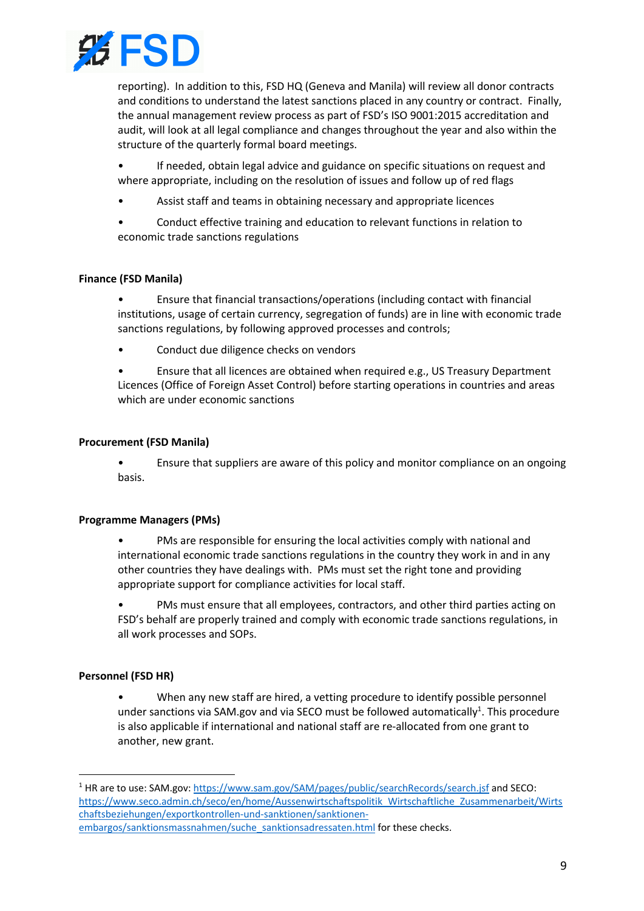reporting). In addition to this, FSD HQ (Geneva and Manila) will review all donor contracts and conditions to understand the latest sanctions placed in any country or contract. Finally, the annual management review process as part of FSD's ISO 9001:2015 accreditation and audit, will look at all legal compliance and changes throughout the year and also within the structure of the quarterly formal board meetings.

- If needed, obtain legal advice and guidance on specific situations on request and where appropriate, including on the resolution of issues and follow up of red flags
- Assist staff and teams in obtaining necessary and appropriate licences
- Conduct effective training and education to relevant functions in relation to economic trade sanctions regulations

**Finance (FSD Manila)**

- Ensure that financial transactions/operations (including contact with financial institutions, usage of certain currency, segregation of funds) are in line with economic trade sanctions regulations, by following approved processes and controls;
- Conduct due diligence checks on vendors
- Ensure that all licences are obtained when required e.g., US Treasury Department Licences (Office of Foreign Asset Control) before starting operations in countries and areas which are under economic sanctions

**Procurement (FSD Manila)**

- Ensure that suppliers are aware of this policy and monitor compliance on an ongoing basis.

**Programme Managers (PMs)**

- PMs are responsible for ensuring the local activities comply with national and international economic trade sanctions regulations in the country they work in and in any other countries they have dealings with. PMs must set the right tone and providing appropriate support for compliance activities for local staff.
- PMs must ensure that all employees, contractors, and other third parties acting on FSD's behalf are properly trained and comply with economic trade sanctions regulations, in all work processes and SOPs.

**Personnel (FSD HR)**

- When any new staff are hired, a vetting procedure to identify possible personnel under sanctions via SAM.gov and via SECO must be followed automatically[1]. This procedure is also applicable if international and national staff are re-allocated from one grant to another, new grant.

---

[1] HR are to use: SAM.gov: https://www.sam.gov/SAM/pages/public/searchRecords/search.jsf and SECO: https://www.seco.admin.ch/seco/en/home/Aussenwirtschaftspolitik_Wirtschaftliche_Zusammenarbeit/Wirtschaftsbeziehungen/exportkontrollen-und-sanktionen/sanktionen-embargos/sanktionsmassnahmen/suche_sanktionsadressaten.html for these checks.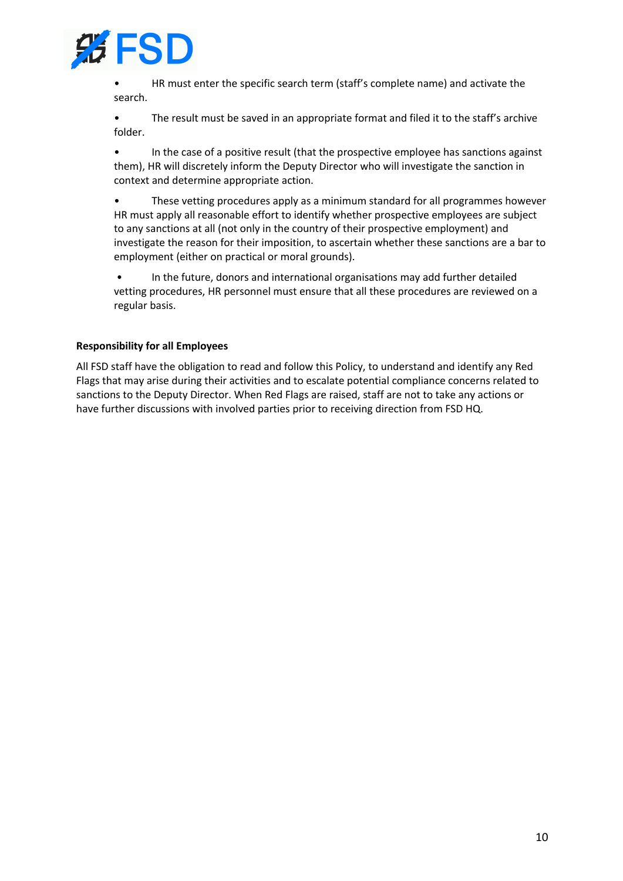- HR must enter the specific search term (staff's complete name) and activate the search.
- The result must be saved in an appropriate format and filed it to the staff's archive folder.
- In the case of a positive result (that the prospective employee has sanctions against them), HR will discretely inform the Deputy Director who will investigate the sanction in context and determine appropriate action.
- These vetting procedures apply as a minimum standard for all programmes however HR must apply all reasonable effort to identify whether prospective employees are subject to any sanctions at all (not only in the country of their prospective employment) and investigate the reason for their imposition, to ascertain whether these sanctions are a bar to employment (either on practical or moral grounds).
- In the future, donors and international organisations may add further detailed vetting procedures, HR personnel must ensure that all these procedures are reviewed on a regular basis.

**Responsibility for all Employees**

All FSD staff have the obligation to read and follow this Policy, to understand and identify any Red Flags that may arise during their activities and to escalate potential compliance concerns related to sanctions to the Deputy Director. When Red Flags are raised, staff are not to take any actions or have further discussions with involved parties prior to receiving direction from FSD HQ.